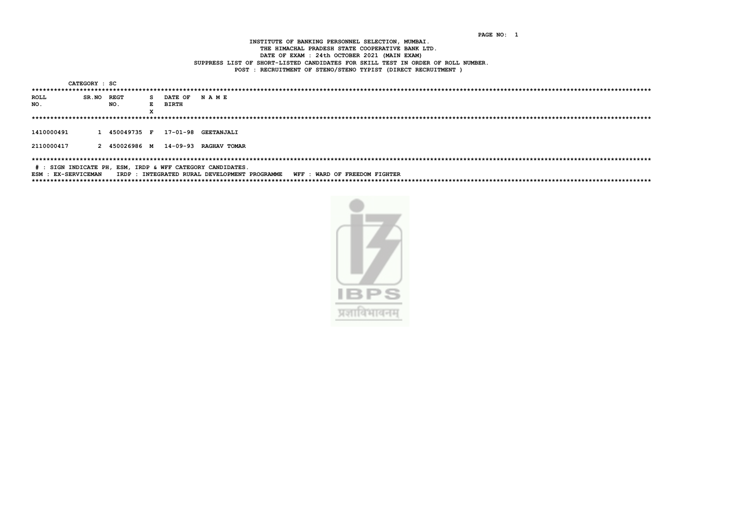INSTITUTE OF BANKING PERSONNEL SELECTION, MUMBAI.

THE HIMACHAL PRADESH STATE COOPERATIVE BANK LTD.

DATE OF EXAM : 24th OCTOBER 2021 (MAIN EXAM)

SUPPRESS LIST OF SHORT-LISTED CANDIDATES FOR SKILL TEST IN ORDER OF ROLL NUMBER.

POST : RECRUITMENT OF STENO/STENO TYPIST (DIRECT RECRUITMENT )

CATEGORY : SC

| ROLL NO. | SR.NO | REGT NO. | SEX | DATE OF BIRTH | N A M E |
|---|---|---|---|---|---|
| 1410000491 | 1 | 450049735 | F | 17-01-98 | GEETANJALI |
| 2110000417 | 2 | 450026986 | M | 14-09-93 | RAGHAV TOMAR |

# : SIGN INDICATE PH, ESM, IRDP & WFF CATEGORY CANDIDATES.

ESM : EX-SERVICEMAN  IRDP : INTEGRATED RURAL DEVELOPMENT PROGRAMME  WFF : WARD OF FREEDOM FIGHTER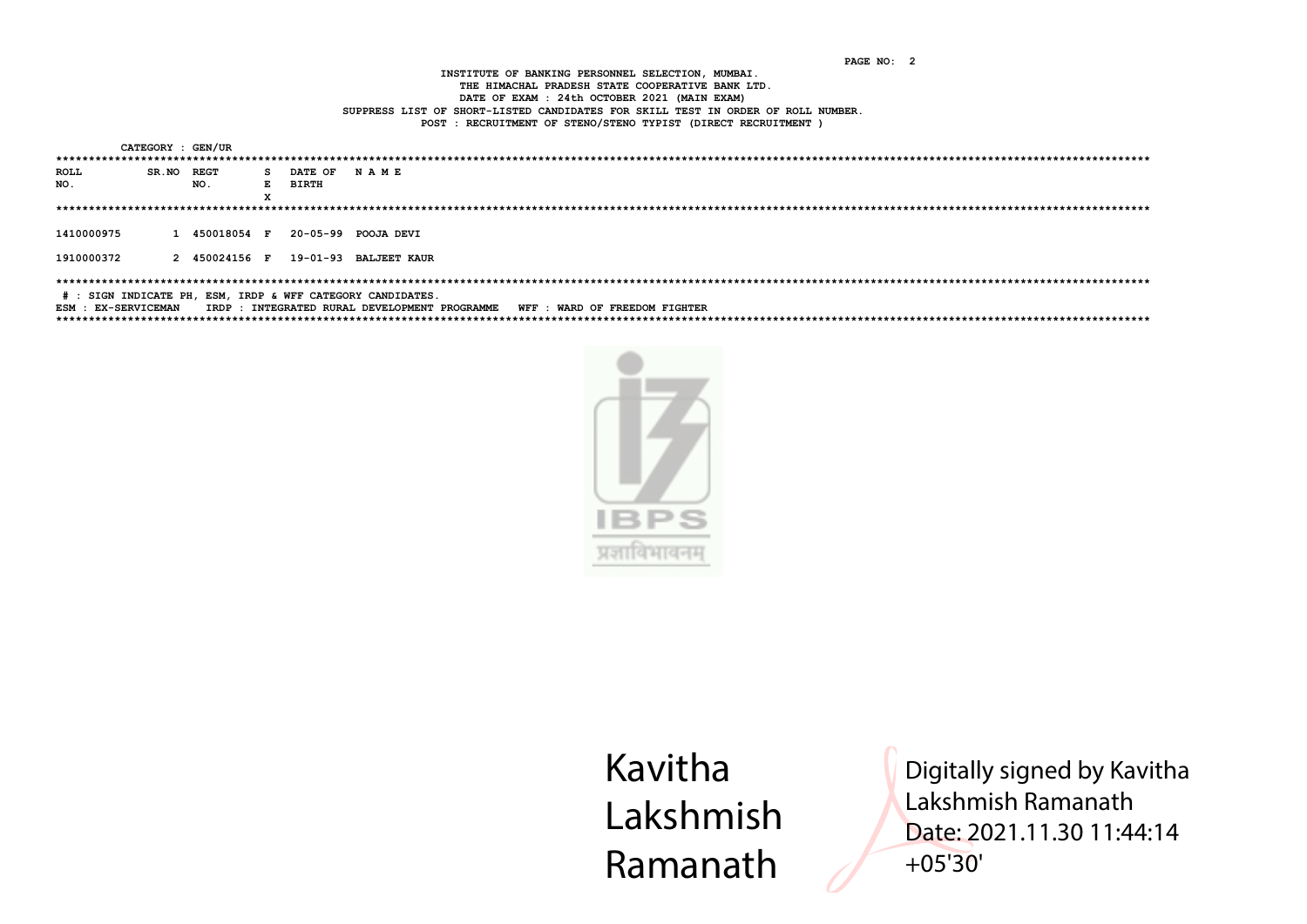INSTITUTE OF BANKING PERSONNEL SELECTION, MUMBAI.
THE HIMACHAL PRADESH STATE COOPERATIVE BANK LTD.
DATE OF EXAM : 24th OCTOBER 2021 (MAIN EXAM)
SUPPRESS LIST OF SHORT-LISTED CANDIDATES FOR SKILL TEST IN ORDER OF ROLL NUMBER.
POST : RECRUITMENT OF STENO/STENO TYPIST (DIRECT RECRUITMENT )

CATEGORY : GEN/UR

| ROLL NO. | SR.NO | REGT NO. | SEX | DATE OF BIRTH | N A M E |
|---|---|---|---|---|---|
| 1410000975 | 1 | 450018054 | F | 20-05-99 | POOJA DEVI |
| 1910000372 | 2 | 450024156 | F | 19-01-93 | BALJEET KAUR |

# : SIGN INDICATE PH, ESM, IRDP & WFF CATEGORY CANDIDATES.
ESM : EX-SERVICEMAN IRDP : INTEGRATED RURAL DEVELOPMENT PROGRAMME WFF : WARD OF FREEDOM FIGHTER

IBPS
प्रज्ञाविभावनम्

Kavitha Lakshmish Ramanath

Digitally signed by Kavitha Lakshmish Ramanath
Date: 2021.11.30 11:44:14 +05'30'